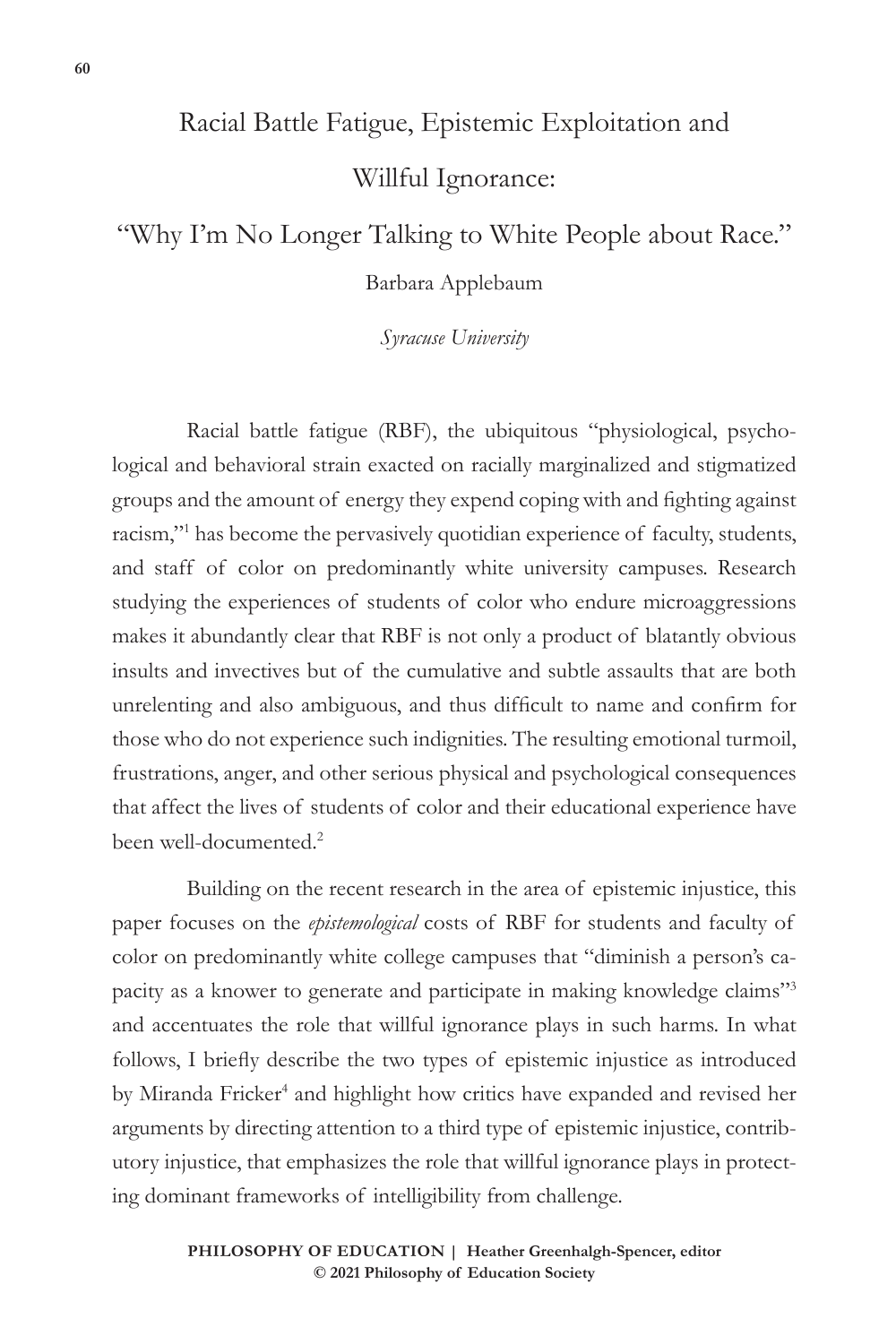# Racial Battle Fatigue, Epistemic Exploitation and Willful Ignorance: "Why I'm No Longer Talking to White People about Race."

Barbara Applebaum

*Syracuse University*

Racial battle fatigue (RBF), the ubiquitous "physiological, psychological and behavioral strain exacted on racially marginalized and stigmatized groups and the amount of energy they expend coping with and fighting against racism,"[1] has become the pervasively quotidian experience of faculty, students, and staff of color on predominantly white university campuses. Research studying the experiences of students of color who endure microaggressions makes it abundantly clear that RBF is not only a product of blatantly obvious insults and invectives but of the cumulative and subtle assaults that are both unrelenting and also ambiguous, and thus difficult to name and confirm for those who do not experience such indignities. The resulting emotional turmoil, frustrations, anger, and other serious physical and psychological consequences that affect the lives of students of color and their educational experience have been well-documented.[2]

Building on the recent research in the area of epistemic injustice, this paper focuses on the *epistemological* costs of RBF for students and faculty of color on predominantly white college campuses that "diminish a person's capacity as a knower to generate and participate in making knowledge claims"[3] and accentuates the role that willful ignorance plays in such harms. In what follows, I briefly describe the two types of epistemic injustice as introduced by Miranda Fricker[4] and highlight how critics have expanded and revised her arguments by directing attention to a third type of epistemic injustice, contributory injustice, that emphasizes the role that willful ignorance plays in protecting dominant frameworks of intelligibility from challenge.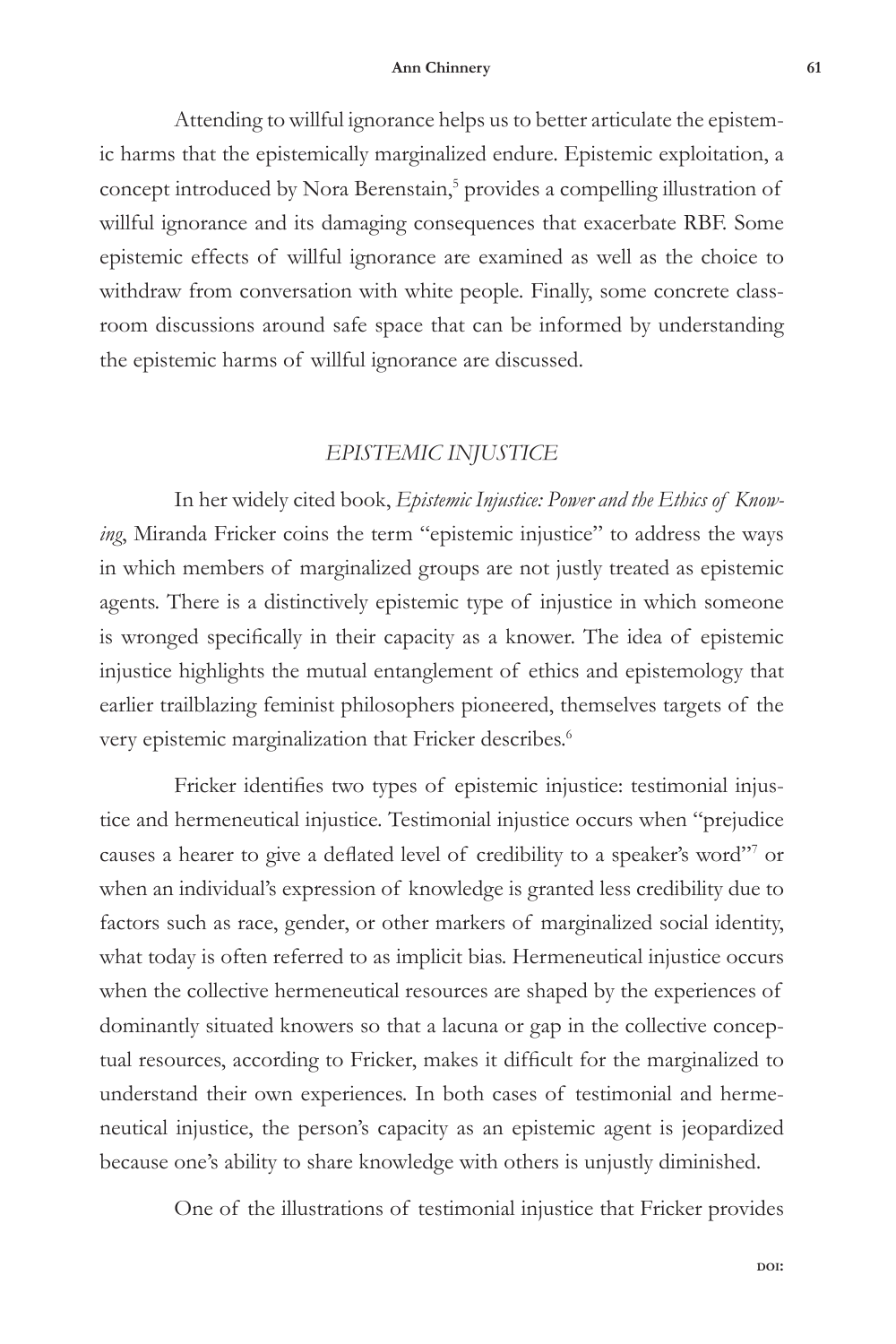Attending to willful ignorance helps us to better articulate the epistemic harms that the epistemically marginalized endure. Epistemic exploitation, a concept introduced by Nora Berenstain,[5] provides a compelling illustration of willful ignorance and its damaging consequences that exacerbate RBF. Some epistemic effects of willful ignorance are examined as well as the choice to withdraw from conversation with white people. Finally, some concrete classroom discussions around safe space that can be informed by understanding the epistemic harms of willful ignorance are discussed.

## *EPISTEMIC INJUSTICE*

In her widely cited book, *Epistemic Injustice: Power and the Ethics of Knowing*, Miranda Fricker coins the term "epistemic injustice" to address the ways in which members of marginalized groups are not justly treated as epistemic agents. There is a distinctively epistemic type of injustice in which someone is wronged specifically in their capacity as a knower. The idea of epistemic injustice highlights the mutual entanglement of ethics and epistemology that earlier trailblazing feminist philosophers pioneered, themselves targets of the very epistemic marginalization that Fricker describes.[6]

Fricker identifies two types of epistemic injustice: testimonial injustice and hermeneutical injustice. Testimonial injustice occurs when "prejudice causes a hearer to give a deflated level of credibility to a speaker's word"[7] or when an individual's expression of knowledge is granted less credibility due to factors such as race, gender, or other markers of marginalized social identity, what today is often referred to as implicit bias. Hermeneutical injustice occurs when the collective hermeneutical resources are shaped by the experiences of dominantly situated knowers so that a lacuna or gap in the collective conceptual resources, according to Fricker, makes it difficult for the marginalized to understand their own experiences. In both cases of testimonial and hermeneutical injustice, the person's capacity as an epistemic agent is jeopardized because one's ability to share knowledge with others is unjustly diminished.

One of the illustrations of testimonial injustice that Fricker provides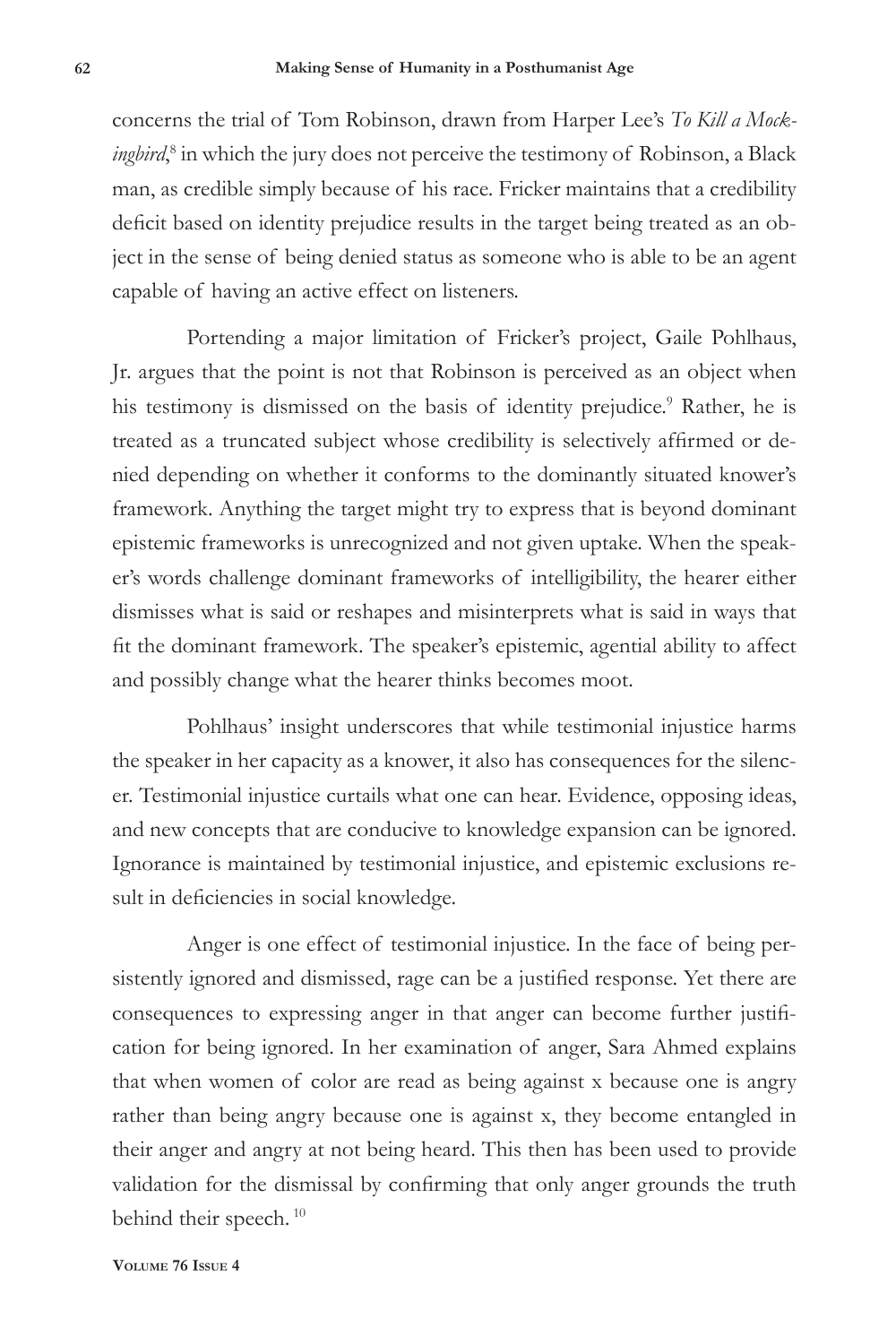concerns the trial of Tom Robinson, drawn from Harper Lee's *To Kill a Mockingbird*,[8] in which the jury does not perceive the testimony of Robinson, a Black man, as credible simply because of his race. Fricker maintains that a credibility deficit based on identity prejudice results in the target being treated as an object in the sense of being denied status as someone who is able to be an agent capable of having an active effect on listeners.

Portending a major limitation of Fricker's project, Gaile Pohlhaus, Jr. argues that the point is not that Robinson is perceived as an object when his testimony is dismissed on the basis of identity prejudice.[9] Rather, he is treated as a truncated subject whose credibility is selectively affirmed or denied depending on whether it conforms to the dominantly situated knower's framework. Anything the target might try to express that is beyond dominant epistemic frameworks is unrecognized and not given uptake. When the speaker's words challenge dominant frameworks of intelligibility, the hearer either dismisses what is said or reshapes and misinterprets what is said in ways that fit the dominant framework. The speaker's epistemic, agential ability to affect and possibly change what the hearer thinks becomes moot.

Pohlhaus' insight underscores that while testimonial injustice harms the speaker in her capacity as a knower, it also has consequences for the silencer. Testimonial injustice curtails what one can hear. Evidence, opposing ideas, and new concepts that are conducive to knowledge expansion can be ignored. Ignorance is maintained by testimonial injustice, and epistemic exclusions result in deficiencies in social knowledge.

Anger is one effect of testimonial injustice. In the face of being persistently ignored and dismissed, rage can be a justified response. Yet there are consequences to expressing anger in that anger can become further justification for being ignored. In her examination of anger, Sara Ahmed explains that when women of color are read as being against x because one is angry rather than being angry because one is against x, they become entangled in their anger and angry at not being heard. This then has been used to provide validation for the dismissal by confirming that only anger grounds the truth behind their speech.[10]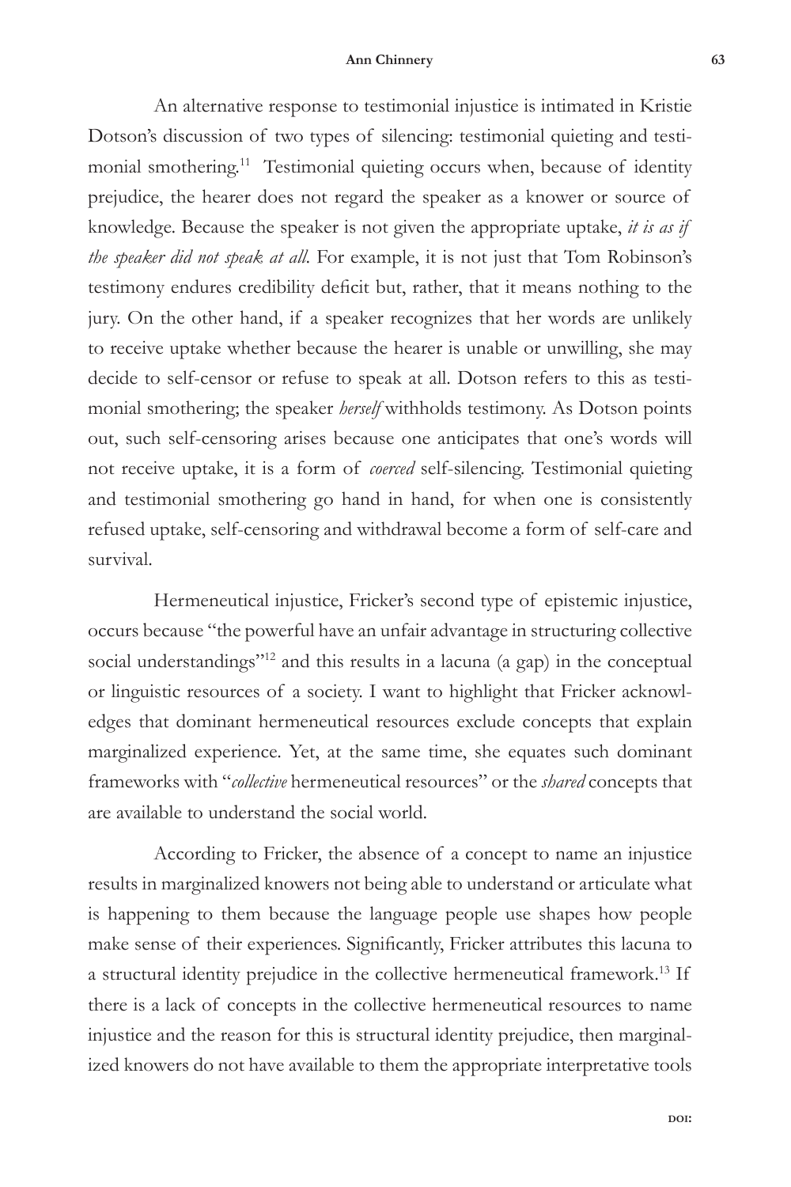An alternative response to testimonial injustice is intimated in Kristie Dotson's discussion of two types of silencing: testimonial quieting and testimonial smothering.[11] Testimonial quieting occurs when, because of identity prejudice, the hearer does not regard the speaker as a knower or source of knowledge. Because the speaker is not given the appropriate uptake, *it is as if the speaker did not speak at all*. For example, it is not just that Tom Robinson's testimony endures credibility deficit but, rather, that it means nothing to the jury. On the other hand, if a speaker recognizes that her words are unlikely to receive uptake whether because the hearer is unable or unwilling, she may decide to self-censor or refuse to speak at all. Dotson refers to this as testimonial smothering; the speaker *herself* withholds testimony. As Dotson points out, such self-censoring arises because one anticipates that one's words will not receive uptake, it is a form of *coerced* self-silencing. Testimonial quieting and testimonial smothering go hand in hand, for when one is consistently refused uptake, self-censoring and withdrawal become a form of self-care and survival.

Hermeneutical injustice, Fricker's second type of epistemic injustice, occurs because "the powerful have an unfair advantage in structuring collective social understandings"[12] and this results in a lacuna (a gap) in the conceptual or linguistic resources of a society. I want to highlight that Fricker acknowledges that dominant hermeneutical resources exclude concepts that explain marginalized experience. Yet, at the same time, she equates such dominant frameworks with "*collective* hermeneutical resources" or the *shared* concepts that are available to understand the social world.

According to Fricker, the absence of a concept to name an injustice results in marginalized knowers not being able to understand or articulate what is happening to them because the language people use shapes how people make sense of their experiences. Significantly, Fricker attributes this lacuna to a structural identity prejudice in the collective hermeneutical framework.[13] If there is a lack of concepts in the collective hermeneutical resources to name injustice and the reason for this is structural identity prejudice, then marginalized knowers do not have available to them the appropriate interpretative tools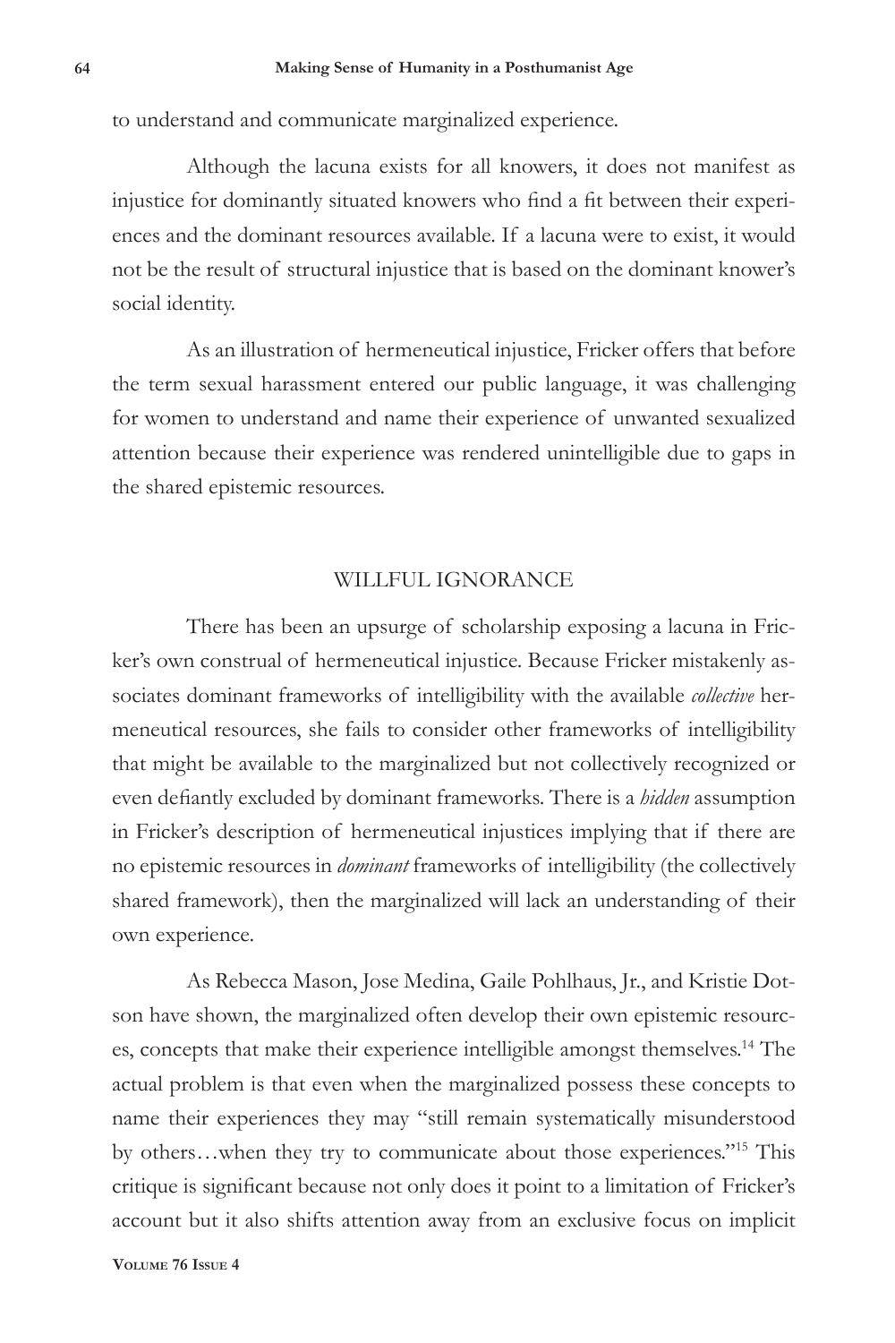to understand and communicate marginalized experience.

Although the lacuna exists for all knowers, it does not manifest as injustice for dominantly situated knowers who find a fit between their experiences and the dominant resources available. If a lacuna were to exist, it would not be the result of structural injustice that is based on the dominant knower's social identity.

As an illustration of hermeneutical injustice, Fricker offers that before the term sexual harassment entered our public language, it was challenging for women to understand and name their experience of unwanted sexualized attention because their experience was rendered unintelligible due to gaps in the shared epistemic resources.

## WILLFUL IGNORANCE

There has been an upsurge of scholarship exposing a lacuna in Fricker's own construal of hermeneutical injustice. Because Fricker mistakenly associates dominant frameworks of intelligibility with the available *collective* hermeneutical resources, she fails to consider other frameworks of intelligibility that might be available to the marginalized but not collectively recognized or even defiantly excluded by dominant frameworks. There is a *hidden* assumption in Fricker's description of hermeneutical injustices implying that if there are no epistemic resources in *dominant* frameworks of intelligibility (the collectively shared framework), then the marginalized will lack an understanding of their own experience.

As Rebecca Mason, Jose Medina, Gaile Pohlhaus, Jr., and Kristie Dotson have shown, the marginalized often develop their own epistemic resources, concepts that make their experience intelligible amongst themselves.[14] The actual problem is that even when the marginalized possess these concepts to name their experiences they may "still remain systematically misunderstood by others…when they try to communicate about those experiences."[15] This critique is significant because not only does it point to a limitation of Fricker's account but it also shifts attention away from an exclusive focus on implicit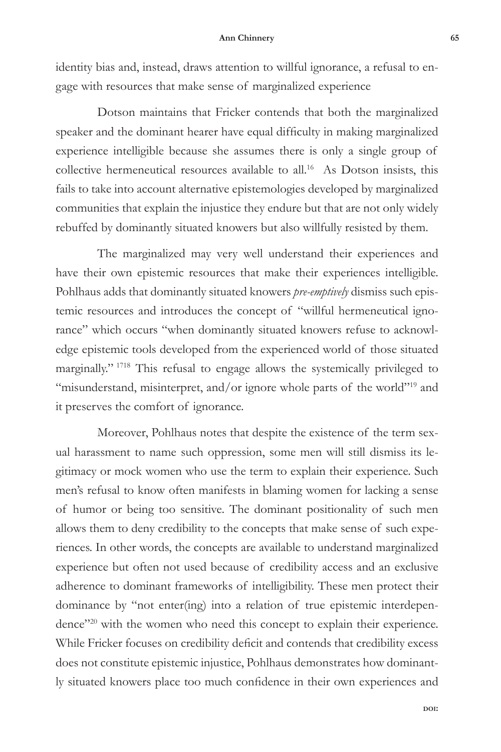identity bias and, instead, draws attention to willful ignorance, a refusal to engage with resources that make sense of marginalized experience

Dotson maintains that Fricker contends that both the marginalized speaker and the dominant hearer have equal difficulty in making marginalized experience intelligible because she assumes there is only a single group of collective hermeneutical resources available to all.[16] As Dotson insists, this fails to take into account alternative epistemologies developed by marginalized communities that explain the injustice they endure but that are not only widely rebuffed by dominantly situated knowers but also willfully resisted by them.

The marginalized may very well understand their experiences and have their own epistemic resources that make their experiences intelligible. Pohlhaus adds that dominantly situated knowers *pre-emptively* dismiss such epistemic resources and introduces the concept of "willful hermeneutical ignorance" which occurs "when dominantly situated knowers refuse to acknowledge epistemic tools developed from the experienced world of those situated marginally." [17][18] This refusal to engage allows the systemically privileged to "misunderstand, misinterpret, and/or ignore whole parts of the world"[19] and it preserves the comfort of ignorance.

Moreover, Pohlhaus notes that despite the existence of the term sexual harassment to name such oppression, some men will still dismiss its legitimacy or mock women who use the term to explain their experience. Such men's refusal to know often manifests in blaming women for lacking a sense of humor or being too sensitive. The dominant positionality of such men allows them to deny credibility to the concepts that make sense of such experiences. In other words, the concepts are available to understand marginalized experience but often not used because of credibility access and an exclusive adherence to dominant frameworks of intelligibility. These men protect their dominance by "not enter(ing) into a relation of true epistemic interdependence"[20] with the women who need this concept to explain their experience. While Fricker focuses on credibility deficit and contends that credibility excess does not constitute epistemic injustice, Pohlhaus demonstrates how dominantly situated knowers place too much confidence in their own experiences and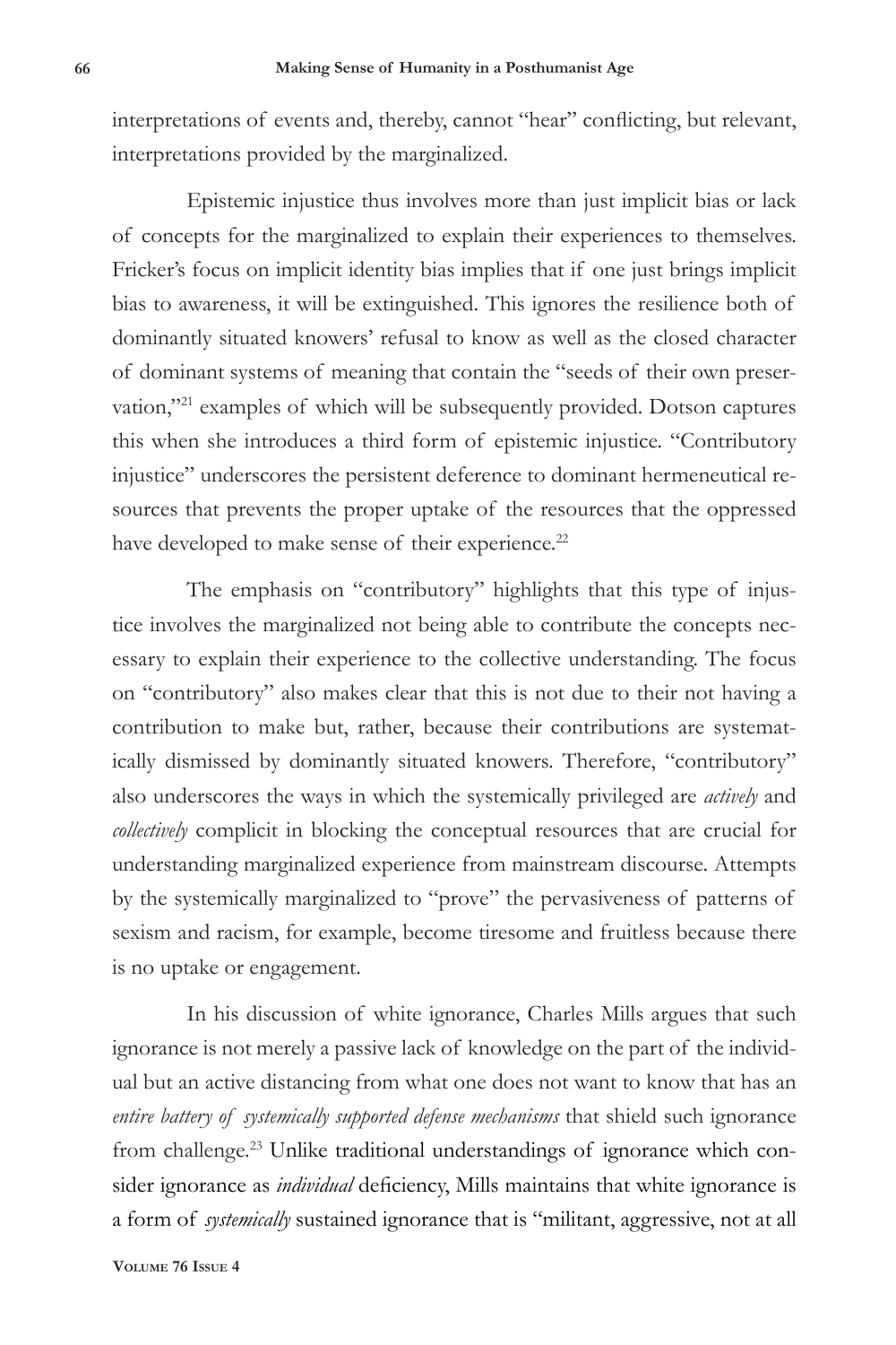interpretations of events and, thereby, cannot "hear" conflicting, but relevant, interpretations provided by the marginalized.

Epistemic injustice thus involves more than just implicit bias or lack of concepts for the marginalized to explain their experiences to themselves. Fricker's focus on implicit identity bias implies that if one just brings implicit bias to awareness, it will be extinguished. This ignores the resilience both of dominantly situated knowers' refusal to know as well as the closed character of dominant systems of meaning that contain the "seeds of their own preservation,"[21] examples of which will be subsequently provided. Dotson captures this when she introduces a third form of epistemic injustice. "Contributory injustice" underscores the persistent deference to dominant hermeneutical resources that prevents the proper uptake of the resources that the oppressed have developed to make sense of their experience.[22]

The emphasis on "contributory" highlights that this type of injustice involves the marginalized not being able to contribute the concepts necessary to explain their experience to the collective understanding. The focus on "contributory" also makes clear that this is not due to their not having a contribution to make but, rather, because their contributions are systematically dismissed by dominantly situated knowers. Therefore, "contributory" also underscores the ways in which the systemically privileged are *actively* and *collectively* complicit in blocking the conceptual resources that are crucial for understanding marginalized experience from mainstream discourse. Attempts by the systemically marginalized to "prove" the pervasiveness of patterns of sexism and racism, for example, become tiresome and fruitless because there is no uptake or engagement.

In his discussion of white ignorance, Charles Mills argues that such ignorance is not merely a passive lack of knowledge on the part of the individual but an active distancing from what one does not want to know that has an *entire battery of systemically supported defense mechanisms* that shield such ignorance from challenge.[23] Unlike traditional understandings of ignorance which consider ignorance as *individual* deficiency, Mills maintains that white ignorance is a form of *systemically* sustained ignorance that is "militant, aggressive, not at all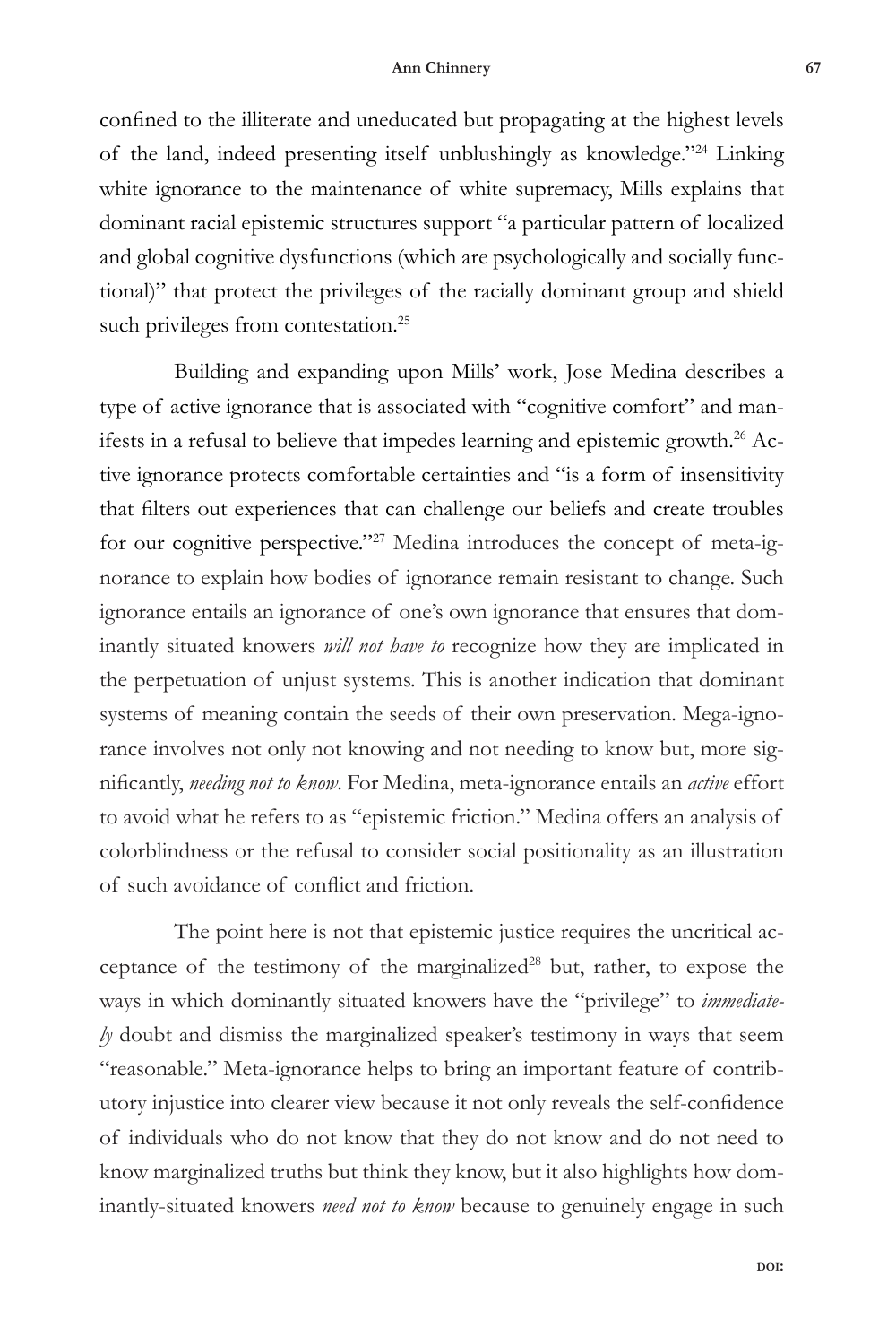confined to the illiterate and uneducated but propagating at the highest levels of the land, indeed presenting itself unblushingly as knowledge."[24] Linking white ignorance to the maintenance of white supremacy, Mills explains that dominant racial epistemic structures support "a particular pattern of localized and global cognitive dysfunctions (which are psychologically and socially functional)" that protect the privileges of the racially dominant group and shield such privileges from contestation.[25]

Building and expanding upon Mills' work, Jose Medina describes a type of active ignorance that is associated with "cognitive comfort" and manifests in a refusal to believe that impedes learning and epistemic growth.[26] Active ignorance protects comfortable certainties and "is a form of insensitivity that filters out experiences that can challenge our beliefs and create troubles for our cognitive perspective."[27] Medina introduces the concept of meta-ignorance to explain how bodies of ignorance remain resistant to change. Such ignorance entails an ignorance of one's own ignorance that ensures that dominantly situated knowers *will not have to* recognize how they are implicated in the perpetuation of unjust systems. This is another indication that dominant systems of meaning contain the seeds of their own preservation. Mega-ignorance involves not only not knowing and not needing to know but, more significantly, *needing not to know*. For Medina, meta-ignorance entails an *active* effort to avoid what he refers to as "epistemic friction." Medina offers an analysis of colorblindness or the refusal to consider social positionality as an illustration of such avoidance of conflict and friction.

The point here is not that epistemic justice requires the uncritical acceptance of the testimony of the marginalized[28] but, rather, to expose the ways in which dominantly situated knowers have the "privilege" to *immediately* doubt and dismiss the marginalized speaker's testimony in ways that seem "reasonable." Meta-ignorance helps to bring an important feature of contributory injustice into clearer view because it not only reveals the self-confidence of individuals who do not know that they do not know and do not need to know marginalized truths but think they know, but it also highlights how dominantly-situated knowers *need not to know* because to genuinely engage in such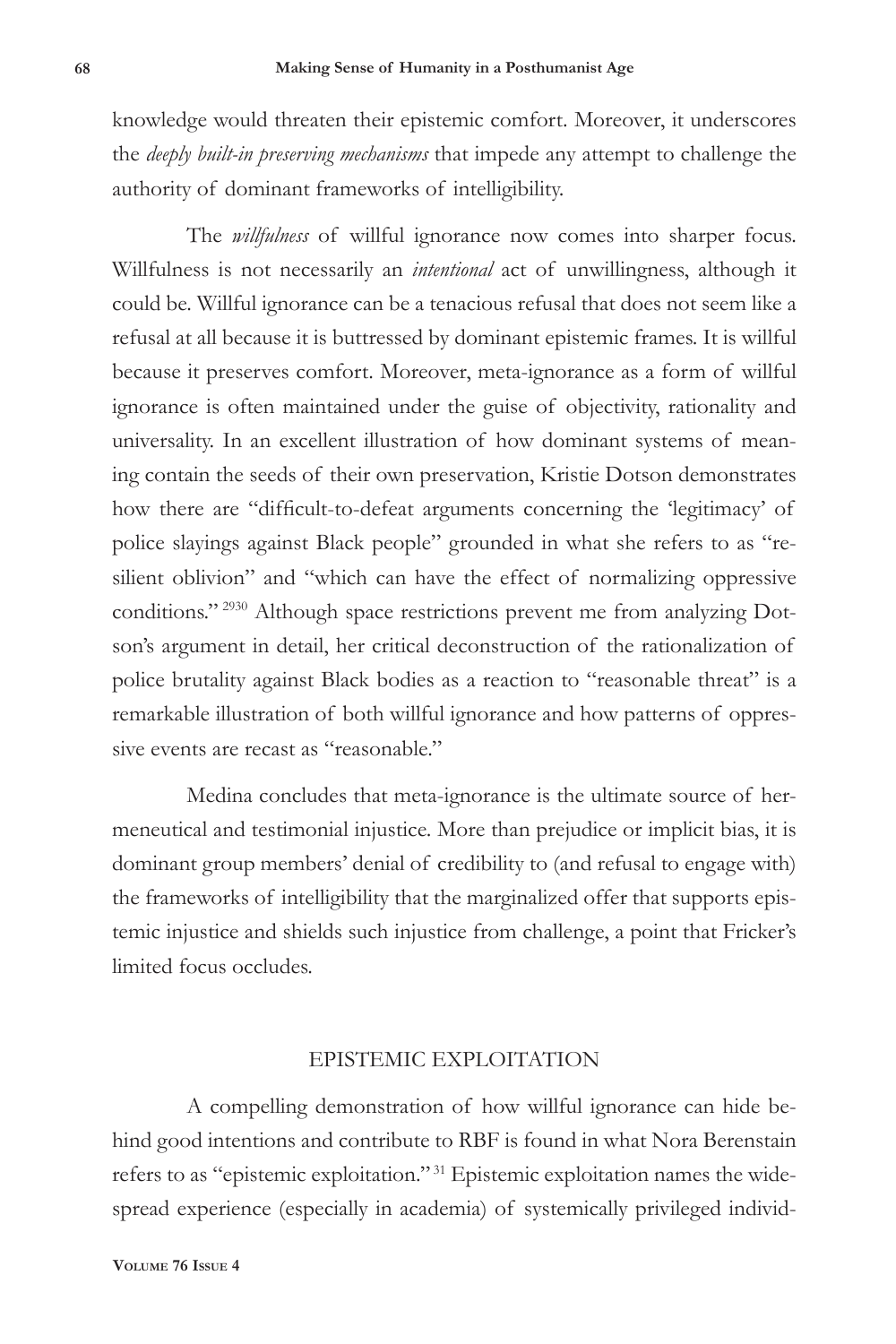knowledge would threaten their epistemic comfort. Moreover, it underscores the *deeply built-in preserving mechanisms* that impede any attempt to challenge the authority of dominant frameworks of intelligibility.

The *willfulness* of willful ignorance now comes into sharper focus. Willfulness is not necessarily an *intentional* act of unwillingness, although it could be. Willful ignorance can be a tenacious refusal that does not seem like a refusal at all because it is buttressed by dominant epistemic frames. It is willful because it preserves comfort. Moreover, meta-ignorance as a form of willful ignorance is often maintained under the guise of objectivity, rationality and universality. In an excellent illustration of how dominant systems of meaning contain the seeds of their own preservation, Kristie Dotson demonstrates how there are "difficult-to-defeat arguments concerning the 'legitimacy' of police slayings against Black people" grounded in what she refers to as "resilient oblivion" and "which can have the effect of normalizing oppressive conditions."[29][30] Although space restrictions prevent me from analyzing Dotson's argument in detail, her critical deconstruction of the rationalization of police brutality against Black bodies as a reaction to "reasonable threat" is a remarkable illustration of both willful ignorance and how patterns of oppressive events are recast as "reasonable."

Medina concludes that meta-ignorance is the ultimate source of hermeneutical and testimonial injustice. More than prejudice or implicit bias, it is dominant group members' denial of credibility to (and refusal to engage with) the frameworks of intelligibility that the marginalized offer that supports epistemic injustice and shields such injustice from challenge, a point that Fricker's limited focus occludes.

## EPISTEMIC EXPLOITATION

A compelling demonstration of how willful ignorance can hide behind good intentions and contribute to RBF is found in what Nora Berenstain refers to as "epistemic exploitation."[31] Epistemic exploitation names the widespread experience (especially in academia) of systemically privileged individ-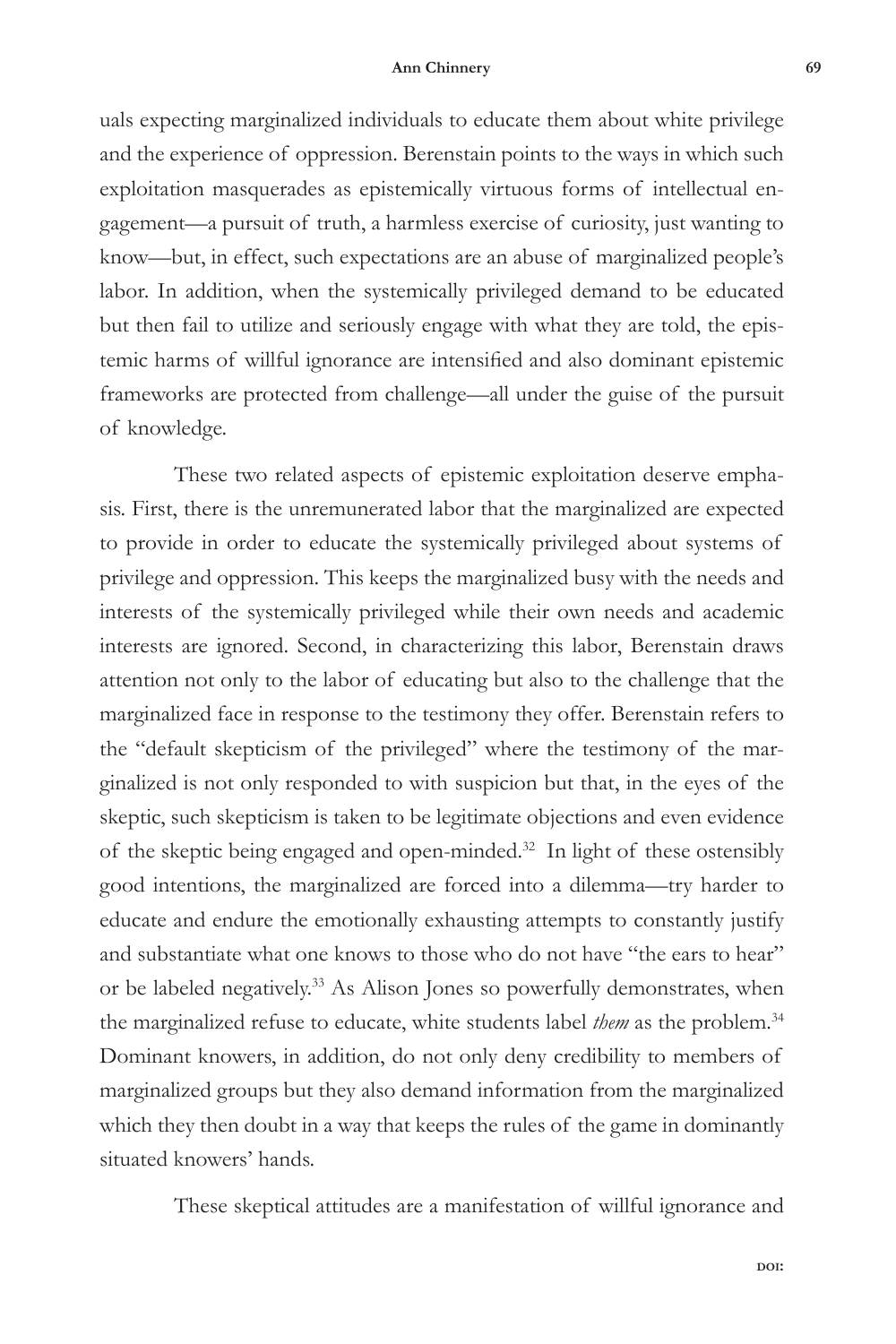uals expecting marginalized individuals to educate them about white privilege and the experience of oppression. Berenstain points to the ways in which such exploitation masquerades as epistemically virtuous forms of intellectual engagement—a pursuit of truth, a harmless exercise of curiosity, just wanting to know—but, in effect, such expectations are an abuse of marginalized people's labor. In addition, when the systemically privileged demand to be educated but then fail to utilize and seriously engage with what they are told, the epistemic harms of willful ignorance are intensified and also dominant epistemic frameworks are protected from challenge—all under the guise of the pursuit of knowledge.

These two related aspects of epistemic exploitation deserve emphasis. First, there is the unremunerated labor that the marginalized are expected to provide in order to educate the systemically privileged about systems of privilege and oppression. This keeps the marginalized busy with the needs and interests of the systemically privileged while their own needs and academic interests are ignored. Second, in characterizing this labor, Berenstain draws attention not only to the labor of educating but also to the challenge that the marginalized face in response to the testimony they offer. Berenstain refers to the "default skepticism of the privileged" where the testimony of the marginalized is not only responded to with suspicion but that, in the eyes of the skeptic, such skepticism is taken to be legitimate objections and even evidence of the skeptic being engaged and open-minded.[32] In light of these ostensibly good intentions, the marginalized are forced into a dilemma—try harder to educate and endure the emotionally exhausting attempts to constantly justify and substantiate what one knows to those who do not have "the ears to hear" or be labeled negatively.[33] As Alison Jones so powerfully demonstrates, when the marginalized refuse to educate, white students label *them* as the problem.[34] Dominant knowers, in addition, do not only deny credibility to members of marginalized groups but they also demand information from the marginalized which they then doubt in a way that keeps the rules of the game in dominantly situated knowers' hands.

These skeptical attitudes are a manifestation of willful ignorance and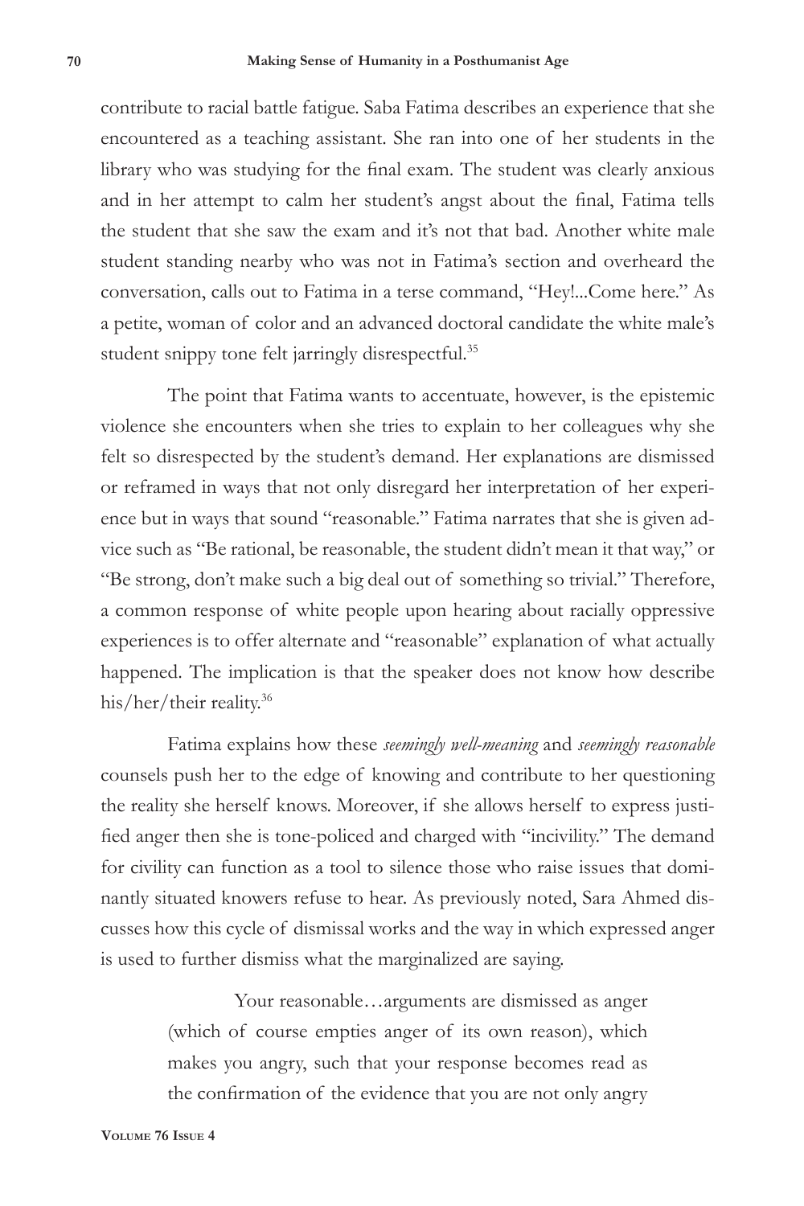contribute to racial battle fatigue. Saba Fatima describes an experience that she encountered as a teaching assistant. She ran into one of her students in the library who was studying for the final exam. The student was clearly anxious and in her attempt to calm her student's angst about the final, Fatima tells the student that she saw the exam and it's not that bad. Another white male student standing nearby who was not in Fatima's section and overheard the conversation, calls out to Fatima in a terse command, "Hey!...Come here." As a petite, woman of color and an advanced doctoral candidate the white male's student snippy tone felt jarringly disrespectful.[35]

The point that Fatima wants to accentuate, however, is the epistemic violence she encounters when she tries to explain to her colleagues why she felt so disrespected by the student's demand. Her explanations are dismissed or reframed in ways that not only disregard her interpretation of her experience but in ways that sound "reasonable." Fatima narrates that she is given advice such as "Be rational, be reasonable, the student didn't mean it that way," or "Be strong, don't make such a big deal out of something so trivial." Therefore, a common response of white people upon hearing about racially oppressive experiences is to offer alternate and "reasonable" explanation of what actually happened. The implication is that the speaker does not know how describe his/her/their reality.[36]

Fatima explains how these *seemingly well-meaning* and *seemingly reasonable* counsels push her to the edge of knowing and contribute to her questioning the reality she herself knows. Moreover, if she allows herself to express justified anger then she is tone-policed and charged with "incivility." The demand for civility can function as a tool to silence those who raise issues that dominantly situated knowers refuse to hear. As previously noted, Sara Ahmed discusses how this cycle of dismissal works and the way in which expressed anger is used to further dismiss what the marginalized are saying.

> Your reasonable…arguments are dismissed as anger (which of course empties anger of its own reason), which makes you angry, such that your response becomes read as the confirmation of the evidence that you are not only angry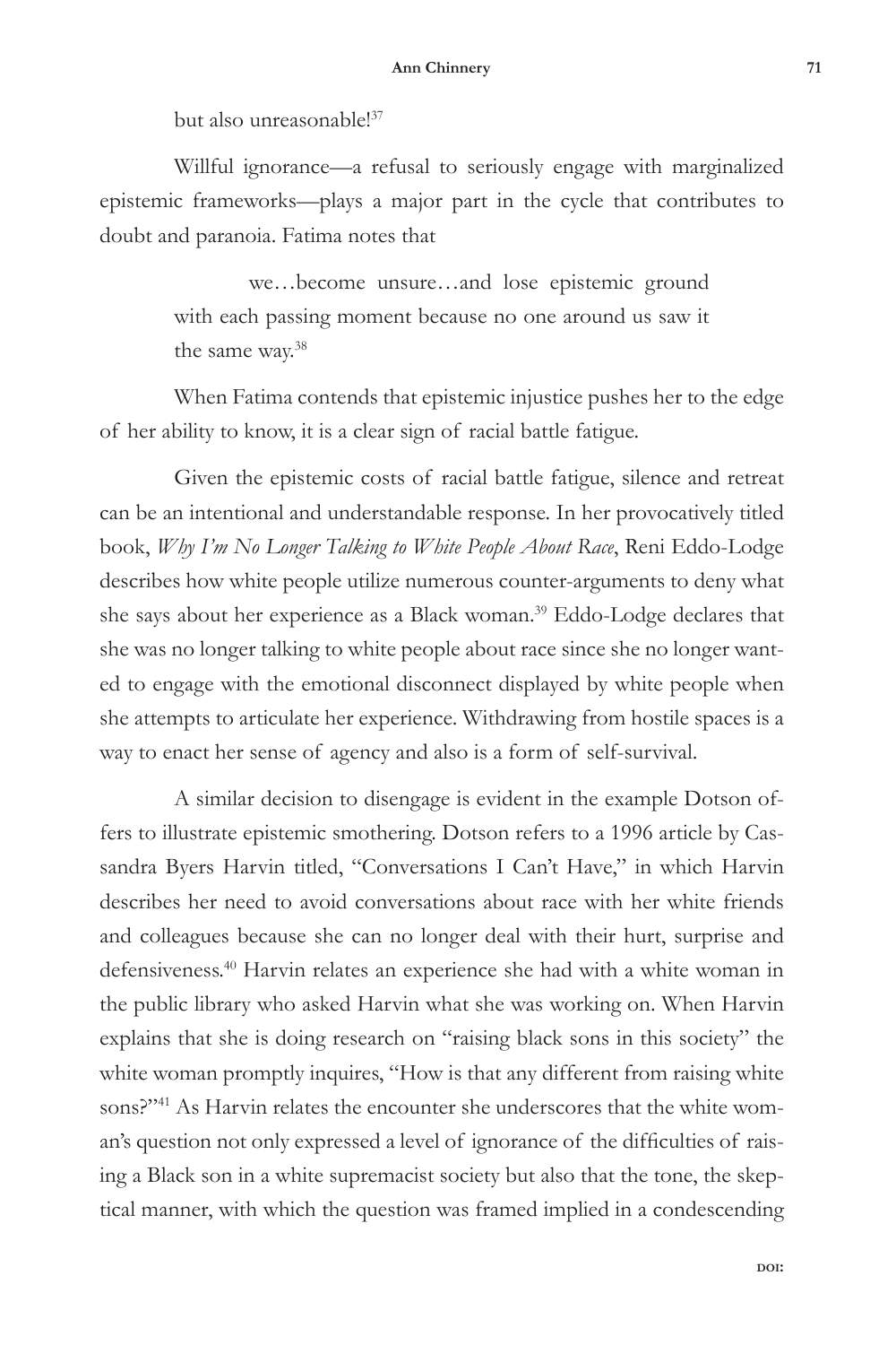but also unreasonable![37]

Willful ignorance—a refusal to seriously engage with marginalized epistemic frameworks—plays a major part in the cycle that contributes to doubt and paranoia. Fatima notes that

> we…become unsure…and lose epistemic ground with each passing moment because no one around us saw it the same way.[38]

When Fatima contends that epistemic injustice pushes her to the edge of her ability to know, it is a clear sign of racial battle fatigue.

Given the epistemic costs of racial battle fatigue, silence and retreat can be an intentional and understandable response. In her provocatively titled book, *Why I'm No Longer Talking to White People About Race*, Reni Eddo-Lodge describes how white people utilize numerous counter-arguments to deny what she says about her experience as a Black woman.[39] Eddo-Lodge declares that she was no longer talking to white people about race since she no longer wanted to engage with the emotional disconnect displayed by white people when she attempts to articulate her experience. Withdrawing from hostile spaces is a way to enact her sense of agency and also is a form of self-survival.

A similar decision to disengage is evident in the example Dotson offers to illustrate epistemic smothering. Dotson refers to a 1996 article by Cassandra Byers Harvin titled, "Conversations I Can't Have," in which Harvin describes her need to avoid conversations about race with her white friends and colleagues because she can no longer deal with their hurt, surprise and defensiveness.[40] Harvin relates an experience she had with a white woman in the public library who asked Harvin what she was working on. When Harvin explains that she is doing research on "raising black sons in this society" the white woman promptly inquires, "How is that any different from raising white sons?"[41] As Harvin relates the encounter she underscores that the white woman's question not only expressed a level of ignorance of the difficulties of raising a Black son in a white supremacist society but also that the tone, the skeptical manner, with which the question was framed implied in a condescending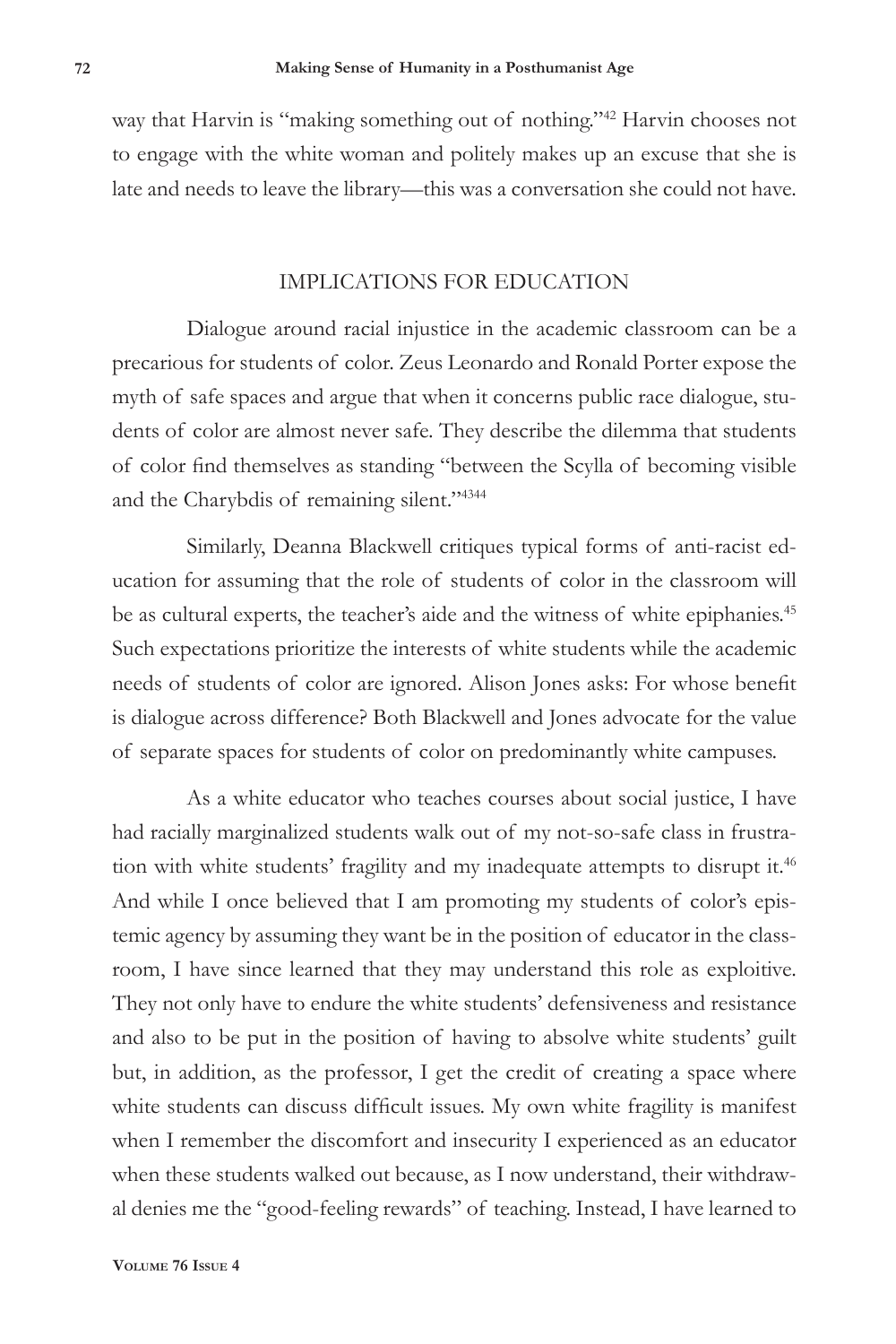way that Harvin is "making something out of nothing."[42] Harvin chooses not to engage with the white woman and politely makes up an excuse that she is late and needs to leave the library—this was a conversation she could not have.

## IMPLICATIONS FOR EDUCATION

Dialogue around racial injustice in the academic classroom can be a precarious for students of color. Zeus Leonardo and Ronald Porter expose the myth of safe spaces and argue that when it concerns public race dialogue, students of color are almost never safe. They describe the dilemma that students of color find themselves as standing "between the Scylla of becoming visible and the Charybdis of remaining silent."[4344]

Similarly, Deanna Blackwell critiques typical forms of anti-racist education for assuming that the role of students of color in the classroom will be as cultural experts, the teacher's aide and the witness of white epiphanies.[45] Such expectations prioritize the interests of white students while the academic needs of students of color are ignored. Alison Jones asks: For whose benefit is dialogue across difference? Both Blackwell and Jones advocate for the value of separate spaces for students of color on predominantly white campuses.

As a white educator who teaches courses about social justice, I have had racially marginalized students walk out of my not-so-safe class in frustration with white students' fragility and my inadequate attempts to disrupt it.[46] And while I once believed that I am promoting my students of color's epistemic agency by assuming they want be in the position of educator in the classroom, I have since learned that they may understand this role as exploitive. They not only have to endure the white students' defensiveness and resistance and also to be put in the position of having to absolve white students' guilt but, in addition, as the professor, I get the credit of creating a space where white students can discuss difficult issues. My own white fragility is manifest when I remember the discomfort and insecurity I experienced as an educator when these students walked out because, as I now understand, their withdrawal denies me the "good-feeling rewards" of teaching. Instead, I have learned to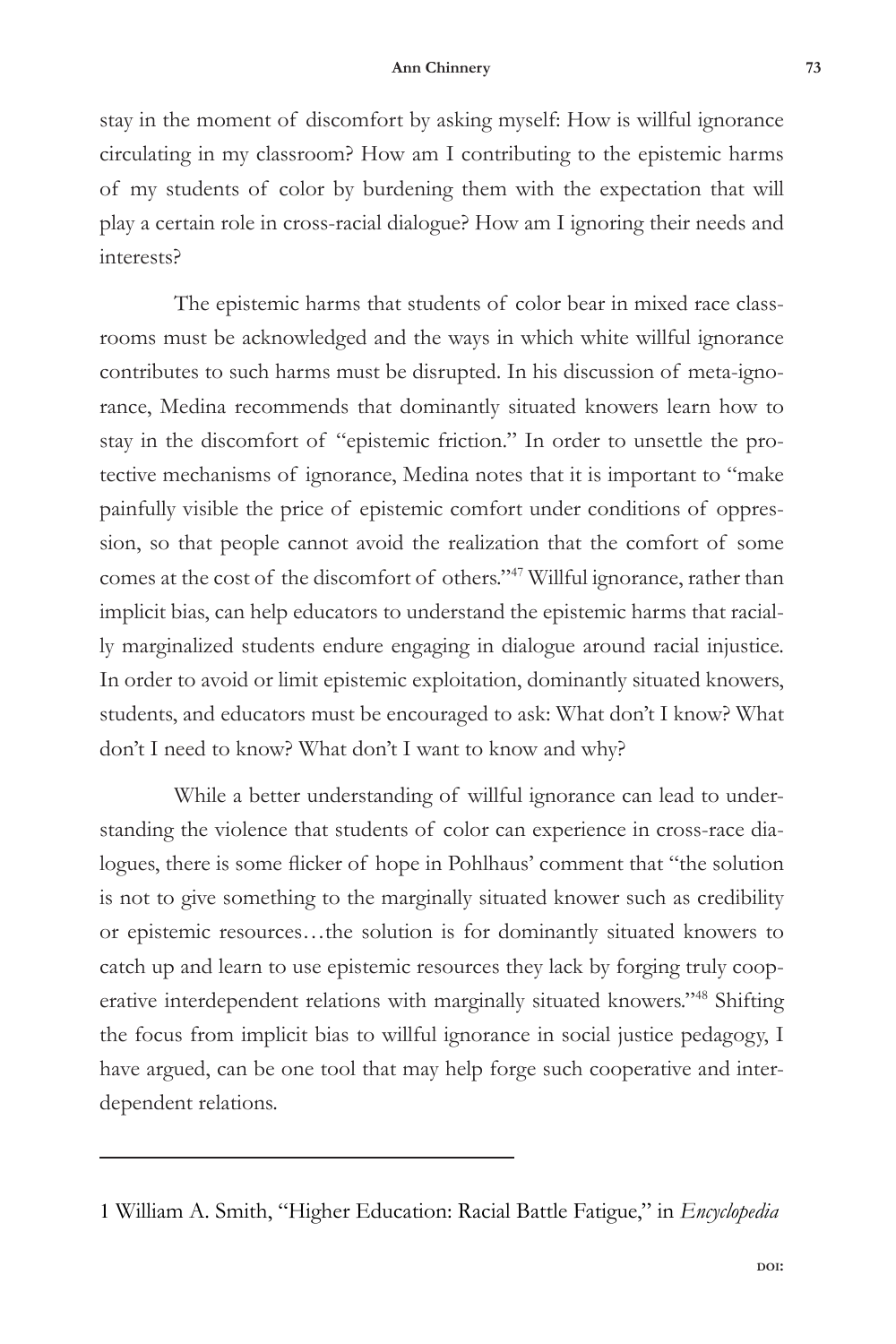stay in the moment of discomfort by asking myself: How is willful ignorance circulating in my classroom? How am I contributing to the epistemic harms of my students of color by burdening them with the expectation that will play a certain role in cross-racial dialogue? How am I ignoring their needs and interests?

The epistemic harms that students of color bear in mixed race classrooms must be acknowledged and the ways in which white willful ignorance contributes to such harms must be disrupted. In his discussion of meta-ignorance, Medina recommends that dominantly situated knowers learn how to stay in the discomfort of "epistemic friction." In order to unsettle the protective mechanisms of ignorance, Medina notes that it is important to "make painfully visible the price of epistemic comfort under conditions of oppression, so that people cannot avoid the realization that the comfort of some comes at the cost of the discomfort of others."[47] Willful ignorance, rather than implicit bias, can help educators to understand the epistemic harms that racially marginalized students endure engaging in dialogue around racial injustice. In order to avoid or limit epistemic exploitation, dominantly situated knowers, students, and educators must be encouraged to ask: What don't I know? What don't I need to know? What don't I want to know and why?

While a better understanding of willful ignorance can lead to understanding the violence that students of color can experience in cross-race dialogues, there is some flicker of hope in Pohlhaus' comment that "the solution is not to give something to the marginally situated knower such as credibility or epistemic resources…the solution is for dominantly situated knowers to catch up and learn to use epistemic resources they lack by forging truly cooperative interdependent relations with marginally situated knowers."[48] Shifting the focus from implicit bias to willful ignorance in social justice pedagogy, I have argued, can be one tool that may help forge such cooperative and interdependent relations.

---

1 William A. Smith, "Higher Education: Racial Battle Fatigue," in *Encyclopedia*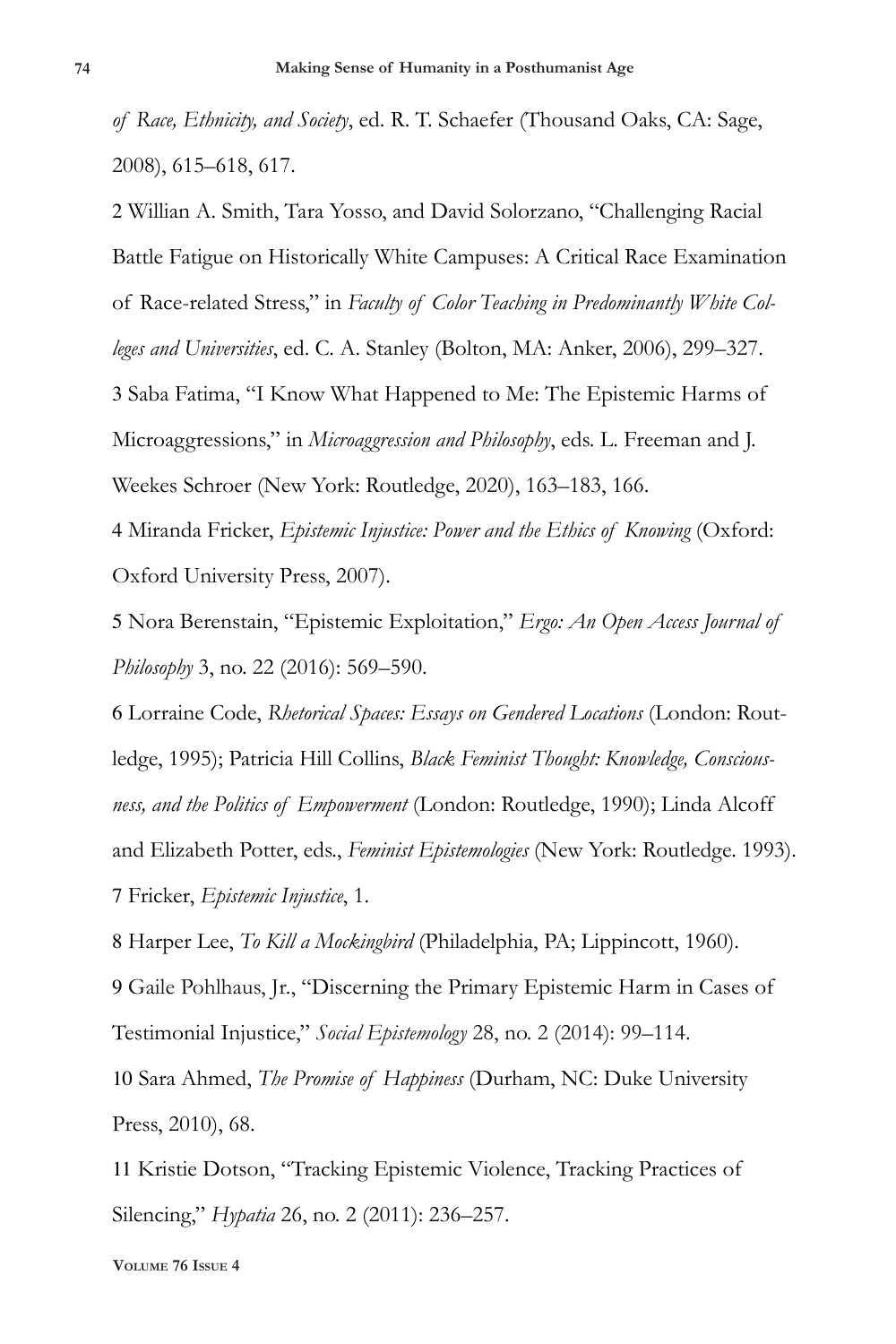*of Race, Ethnicity, and Society*, ed. R. T. Schaefer (Thousand Oaks, CA: Sage, 2008), 615–618, 617.

2 Willian A. Smith, Tara Yosso, and David Solorzano, "Challenging Racial Battle Fatigue on Historically White Campuses: A Critical Race Examination of Race-related Stress," in *Faculty of Color Teaching in Predominantly White Colleges and Universities*, ed. C. A. Stanley (Bolton, MA: Anker, 2006), 299–327.

3 Saba Fatima, "I Know What Happened to Me: The Epistemic Harms of Microaggressions," in *Microaggression and Philosophy*, eds. L. Freeman and J. Weekes Schroer (New York: Routledge, 2020), 163–183, 166.

4 Miranda Fricker, *Epistemic Injustice: Power and the Ethics of Knowing* (Oxford: Oxford University Press, 2007).

5 Nora Berenstain, "Epistemic Exploitation," *Ergo: An Open Access Journal of Philosophy* 3, no. 22 (2016): 569–590.

6 Lorraine Code, *Rhetorical Spaces: Essays on Gendered Locations* (London: Routledge, 1995); Patricia Hill Collins, *Black Feminist Thought: Knowledge, Consciousness, and the Politics of Empowerment* (London: Routledge, 1990); Linda Alcoff and Elizabeth Potter, eds., *Feminist Epistemologies* (New York: Routledge. 1993).

7 Fricker, *Epistemic Injustice*, 1.

8 Harper Lee, *To Kill a Mockingbird* (Philadelphia, PA; Lippincott, 1960).

9 Gaile Pohlhaus, Jr., "Discerning the Primary Epistemic Harm in Cases of Testimonial Injustice," *Social Epistemology* 28, no. 2 (2014): 99–114.

10 Sara Ahmed, *The Promise of Happiness* (Durham, NC: Duke University Press, 2010), 68.

11 Kristie Dotson, "Tracking Epistemic Violence, Tracking Practices of Silencing," *Hypatia* 26, no. 2 (2011): 236–257.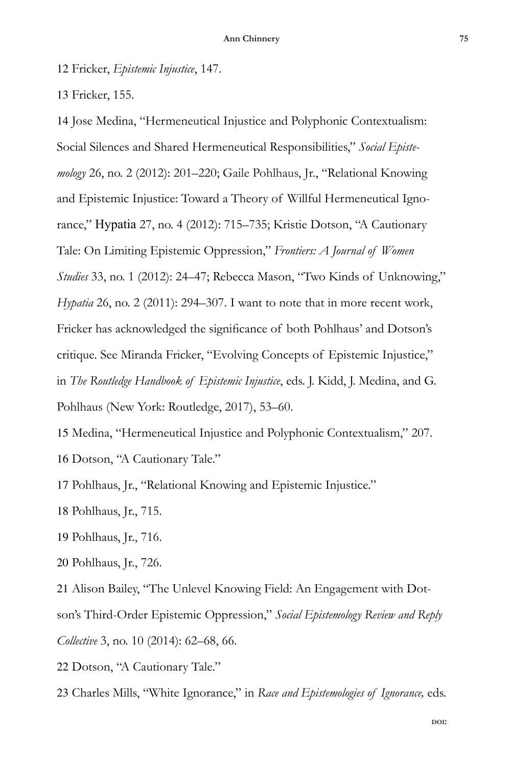12 Fricker, *Epistemic Injustice*, 147.

13 Fricker, 155.

14 Jose Medina, "Hermeneutical Injustice and Polyphonic Contextualism: Social Silences and Shared Hermeneutical Responsibilities," *Social Epistemology* 26, no. 2 (2012): 201–220; Gaile Pohlhaus, Jr., "Relational Knowing and Epistemic Injustice: Toward a Theory of Willful Hermeneutical Ignorance," Hypatia 27, no. 4 (2012): 715–735; Kristie Dotson, "A Cautionary Tale: On Limiting Epistemic Oppression," *Frontiers: A Journal of Women Studies* 33, no. 1 (2012): 24–47; Rebecca Mason, "Two Kinds of Unknowing," *Hypatia* 26, no. 2 (2011): 294–307. I want to note that in more recent work, Fricker has acknowledged the significance of both Pohlhaus' and Dotson's critique. See Miranda Fricker, "Evolving Concepts of Epistemic Injustice," in *The Routledge Handbook of Epistemic Injustice*, eds. J. Kidd, J. Medina, and G. Pohlhaus (New York: Routledge, 2017), 53–60.

15 Medina, "Hermeneutical Injustice and Polyphonic Contextualism," 207.

16 Dotson, "A Cautionary Tale."

17 Pohlhaus, Jr., "Relational Knowing and Epistemic Injustice."

18 Pohlhaus, Jr., 715.

19 Pohlhaus, Jr., 716.

20 Pohlhaus, Jr., 726.

21 Alison Bailey, "The Unlevel Knowing Field: An Engagement with Dotson's Third-Order Epistemic Oppression," *Social Epistemology Review and Reply Collective* 3, no. 10 (2014): 62–68, 66.

22 Dotson, "A Cautionary Tale."

23 Charles Mills, "White Ignorance," in *Race and Epistemologies of Ignorance,* eds.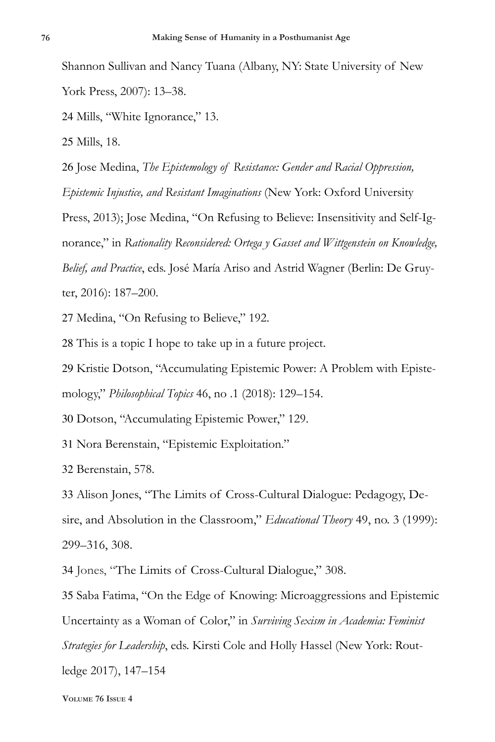Shannon Sullivan and Nancy Tuana (Albany, NY: State University of New York Press, 2007): 13–38.

24 Mills, "White Ignorance," 13.

25 Mills, 18.

26 Jose Medina, *The Epistemology of Resistance: Gender and Racial Oppression, Epistemic Injustice, and Resistant Imaginations* (New York: Oxford University Press, 2013); Jose Medina, "On Refusing to Believe: Insensitivity and Self-Ignorance," in *Rationality Reconsidered: Ortega y Gasset and Wittgenstein on Knowledge, Belief, and Practice*, eds. José María Ariso and Astrid Wagner (Berlin: De Gruyter, 2016): 187–200.

27 Medina, "On Refusing to Believe," 192.

28 This is a topic I hope to take up in a future project.

29 Kristie Dotson, "Accumulating Epistemic Power: A Problem with Epistemology," *Philosophical Topics* 46, no .1 (2018): 129–154.

30 Dotson, "Accumulating Epistemic Power," 129.

31 Nora Berenstain, "Epistemic Exploitation."

32 Berenstain, 578.

33 Alison Jones, "The Limits of Cross-Cultural Dialogue: Pedagogy, Desire, and Absolution in the Classroom," *Educational Theory* 49, no. 3 (1999): 299–316, 308.

34 Jones, "The Limits of Cross-Cultural Dialogue," 308.

35 Saba Fatima, "On the Edge of Knowing: Microaggressions and Epistemic Uncertainty as a Woman of Color," in *Surviving Sexism in Academia: Feminist Strategies for Leadership*, eds. Kirsti Cole and Holly Hassel (New York: Routledge 2017), 147–154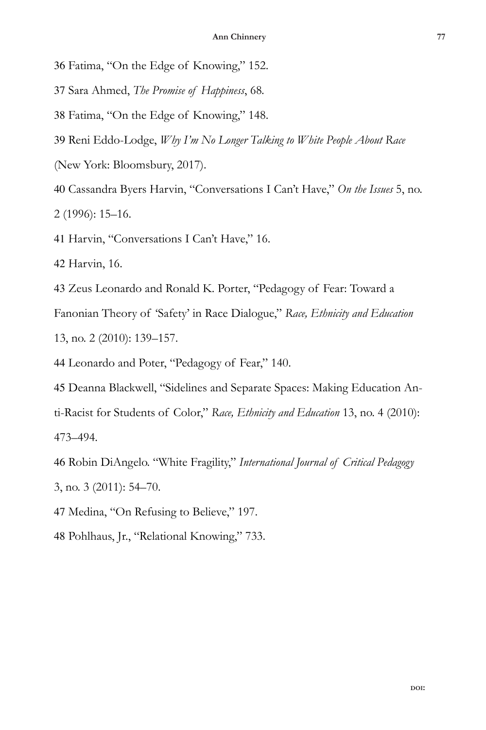36 Fatima, "On the Edge of Knowing," 152.

37 Sara Ahmed, *The Promise of Happiness*, 68.

38 Fatima, "On the Edge of Knowing," 148.

39 Reni Eddo-Lodge, *Why I'm No Longer Talking to White People About Race* (New York: Bloomsbury, 2017).

40 Cassandra Byers Harvin, "Conversations I Can't Have," *On the Issues* 5, no. 2 (1996): 15–16.

41 Harvin, "Conversations I Can't Have," 16.

42 Harvin, 16.

43 Zeus Leonardo and Ronald K. Porter, "Pedagogy of Fear: Toward a Fanonian Theory of 'Safety' in Race Dialogue," *Race, Ethnicity and Education* 13, no. 2 (2010): 139–157.

44 Leonardo and Poter, "Pedagogy of Fear," 140.

45 Deanna Blackwell, "Sidelines and Separate Spaces: Making Education Anti-Racist for Students of Color," *Race, Ethnicity and Education* 13, no. 4 (2010): 473–494.

46 Robin DiAngelo. "White Fragility," *International Journal of Critical Pedagogy* 3, no. 3 (2011): 54–70.

47 Medina, "On Refusing to Believe," 197.

48 Pohlhaus, Jr., "Relational Knowing," 733.